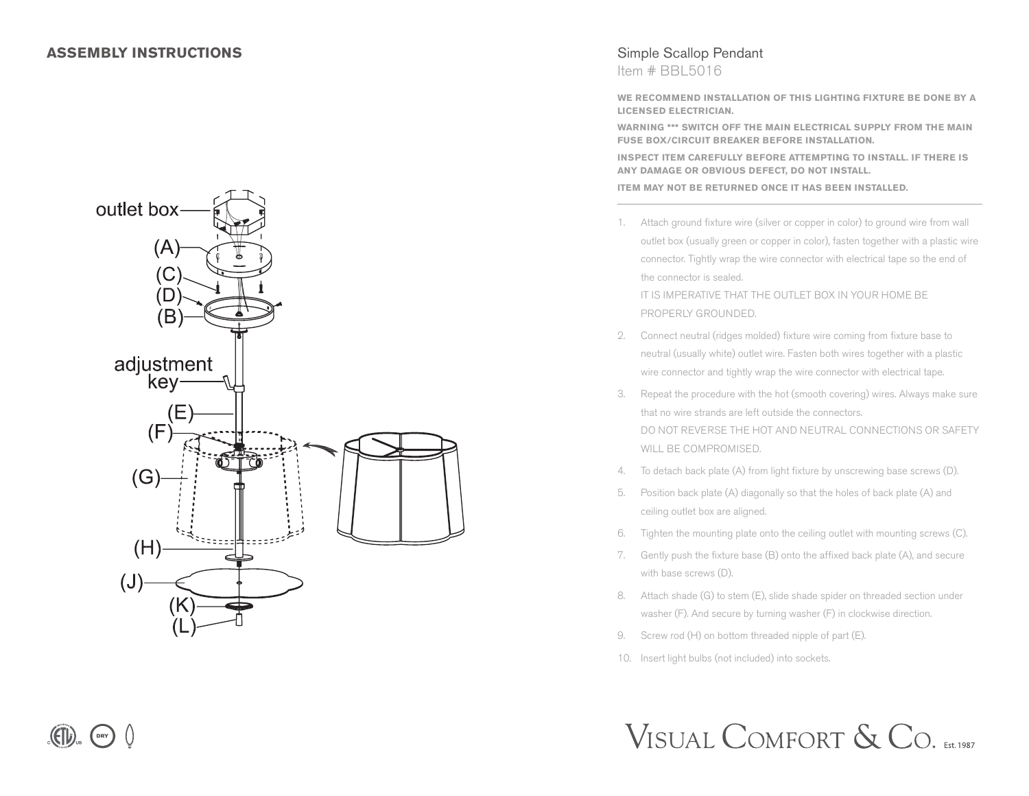## ASSEMBLY INSTRUCTIONS

outlet box

(A)

(C)

(D)

(B)

adjustment key

(E)

(F)

(G)

(H)

(J)

(K)

(L)

# Simple Scallop Pendant

Item # BBL5016

**WE RECOMMEND INSTALLATION OF THIS LIGHTING FIXTURE BE DONE BY A LICENSED ELECTRICIAN.**

**WARNING *** SWITCH OFF THE MAIN ELECTRICAL SUPPLY FROM THE MAIN FUSE BOX/CIRCUIT BREAKER BEFORE INSTALLATION.**

**INSPECT ITEM CAREFULLY BEFORE ATTEMPTING TO INSTALL. IF THERE IS ANY DAMAGE OR OBVIOUS DEFECT, DO NOT INSTALL.**

**ITEM MAY NOT BE RETURNED ONCE IT HAS BEEN INSTALLED.**

1. Attach ground fixture wire (silver or copper in color) to ground wire from wall outlet box (usually green or copper in color), fasten together with a plastic wire connector. Tightly wrap the wire connector with electrical tape so the end of the connector is sealed.
   IT IS IMPERATIVE THAT THE OUTLET BOX IN YOUR HOME BE PROPERLY GROUNDED.
2. Connect neutral (ridges molded) fixture wire coming from fixture base to neutral (usually white) outlet wire. Fasten both wires together with a plastic wire connector and tightly wrap the wire connector with electrical tape.
3. Repeat the procedure with the hot (smooth covering) wires. Always make sure that no wire strands are left outside the connectors.
   DO NOT REVERSE THE HOT AND NEUTRAL CONNECTIONS OR SAFETY WILL BE COMPROMISED.
4. To detach back plate (A) from light fixture by unscrewing base screws (D).
5. Position back plate (A) diagonally so that the holes of back plate (A) and ceiling outlet box are aligned.
6. Tighten the mounting plate onto the ceiling outlet with mounting screws (C).
7. Gently push the fixture base (B) onto the affixed back plate (A), and secure with base screws (D).
8. Attach shade (G) to stem (E), slide shade spider on threaded section under washer (F). And secure by turning washer (F) in clockwise direction.
9. Screw rod (H) on bottom threaded nipple of part (E).
10. Insert light bulbs (not included) into sockets.

DRY

VISUAL COMFORT & CO. Est. 1987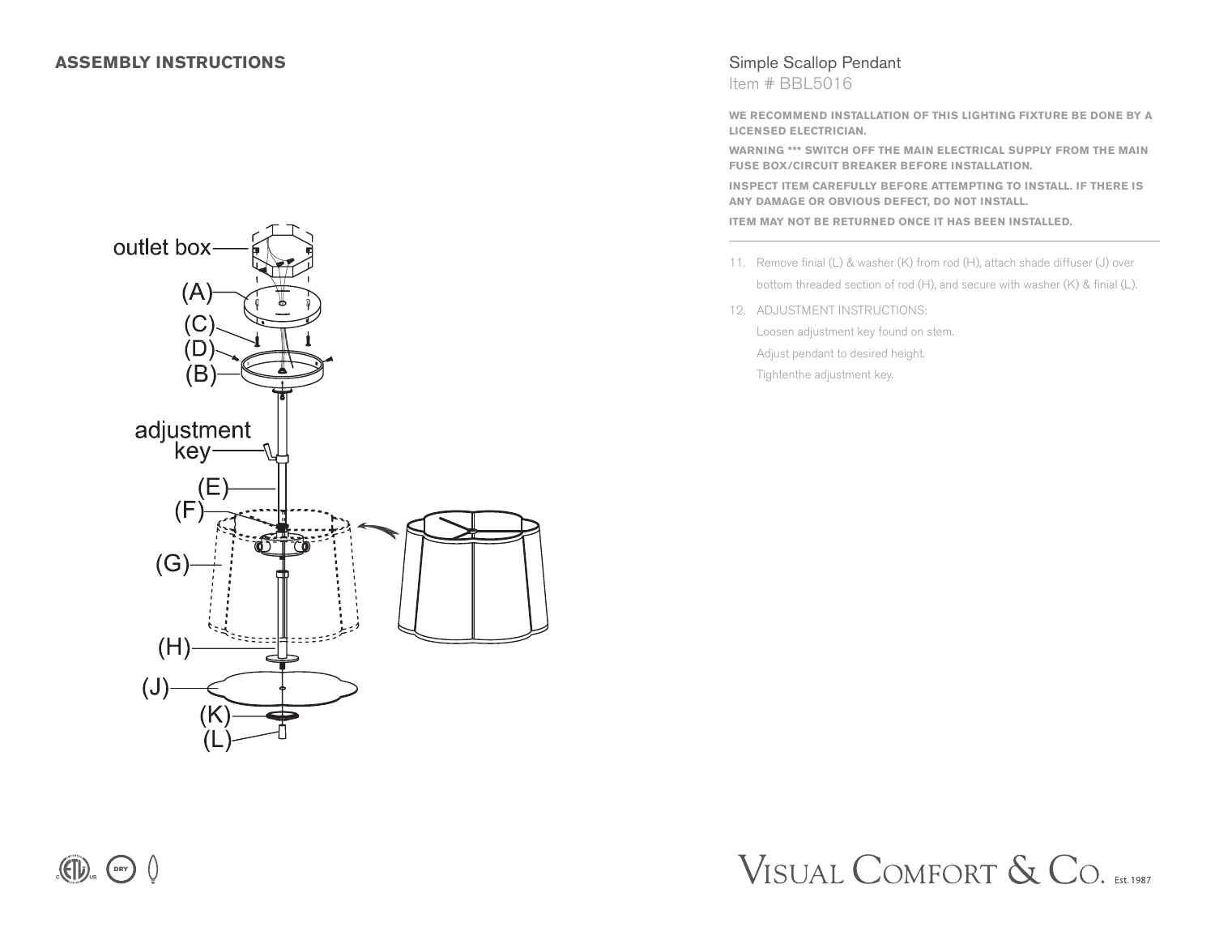## ASSEMBLY INSTRUCTIONS

outlet box
(A)
(C)
(D)
(B)
adjustment key
(E)
(F)
(G)
(H)
(J)
(K)
(L)

Simple Scallop Pendant
Item # BBL5016

**WE RECOMMEND INSTALLATION OF THIS LIGHTING FIXTURE BE DONE BY A LICENSED ELECTRICIAN.**

**WARNING *** SWITCH OFF THE MAIN ELECTRICAL SUPPLY FROM THE MAIN FUSE BOX/CIRCUIT BREAKER BEFORE INSTALLATION.**

**INSPECT ITEM CAREFULLY BEFORE ATTEMPTING TO INSTALL. IF THERE IS ANY DAMAGE OR OBVIOUS DEFECT, DO NOT INSTALL.**

**ITEM MAY NOT BE RETURNED ONCE IT HAS BEEN INSTALLED.**

11. Remove finial (L) & washer (K) from rod (H), attach shade diffuser (J) over bottom threaded section of rod (H), and secure with washer (K) & finial (L).
12. ADJUSTMENT INSTRUCTIONS:
    Loosen adjustment key found on stem.
    Adjust pendant to desired height.
    Tightenthe adjustment key.

DRY

VISUAL COMFORT & CO. Est. 1987